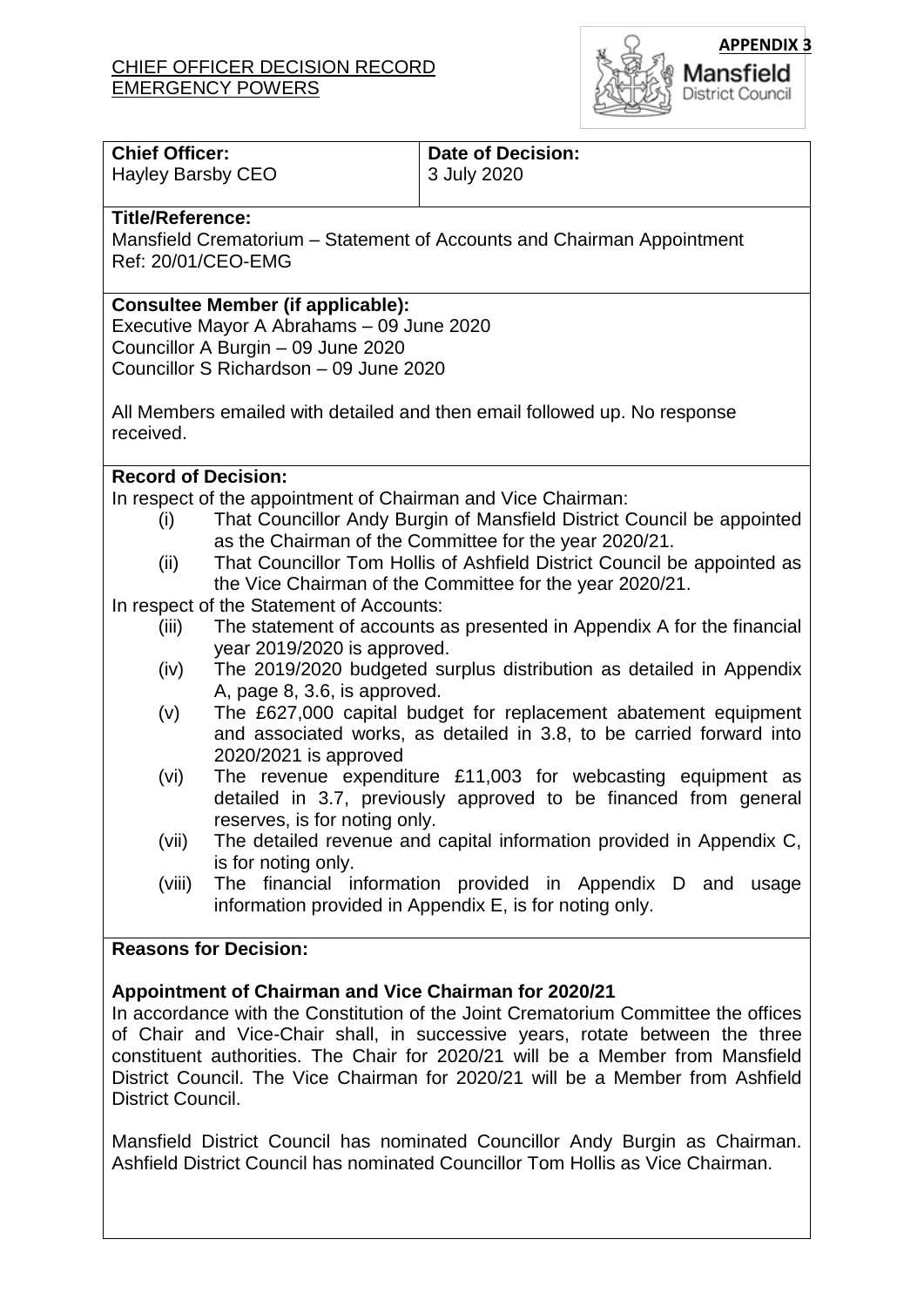**APPENDIX 3**

CHIEF OFFICER DECISION RECORD
EMERGENCY POWERS

Mansfield District Council

| **Chief Officer:** Hayley Barsby CEO | **Date of Decision:** 3 July 2020 |
|---|---|

**Title/Reference:**
Mansfield Crematorium – Statement of Accounts and Chairman Appointment
Ref: 20/01/CEO-EMG

**Consultee Member (if applicable):**
Executive Mayor A Abrahams – 09 June 2020
Councillor A Burgin – 09 June 2020
Councillor S Richardson – 09 June 2020

All Members emailed with detailed and then email followed up. No response received.

**Record of Decision:**
In respect of the appointment of Chairman and Vice Chairman:

- (i) That Councillor Andy Burgin of Mansfield District Council be appointed as the Chairman of the Committee for the year 2020/21.
- (ii) That Councillor Tom Hollis of Ashfield District Council be appointed as the Vice Chairman of the Committee for the year 2020/21.

In respect of the Statement of Accounts:

- (iii) The statement of accounts as presented in Appendix A for the financial year 2019/2020 is approved.
- (iv) The 2019/2020 budgeted surplus distribution as detailed in Appendix A, page 8, 3.6, is approved.
- (v) The £627,000 capital budget for replacement abatement equipment and associated works, as detailed in 3.8, to be carried forward into 2020/2021 is approved
- (vi) The revenue expenditure £11,003 for webcasting equipment as detailed in 3.7, previously approved to be financed from general reserves, is for noting only.
- (vii) The detailed revenue and capital information provided in Appendix C, is for noting only.
- (viii) The financial information provided in Appendix D and usage information provided in Appendix E, is for noting only.

**Reasons for Decision:**

**Appointment of Chairman and Vice Chairman for 2020/21**

In accordance with the Constitution of the Joint Crematorium Committee the offices of Chair and Vice-Chair shall, in successive years, rotate between the three constituent authorities. The Chair for 2020/21 will be a Member from Mansfield District Council. The Vice Chairman for 2020/21 will be a Member from Ashfield District Council.

Mansfield District Council has nominated Councillor Andy Burgin as Chairman. Ashfield District Council has nominated Councillor Tom Hollis as Vice Chairman.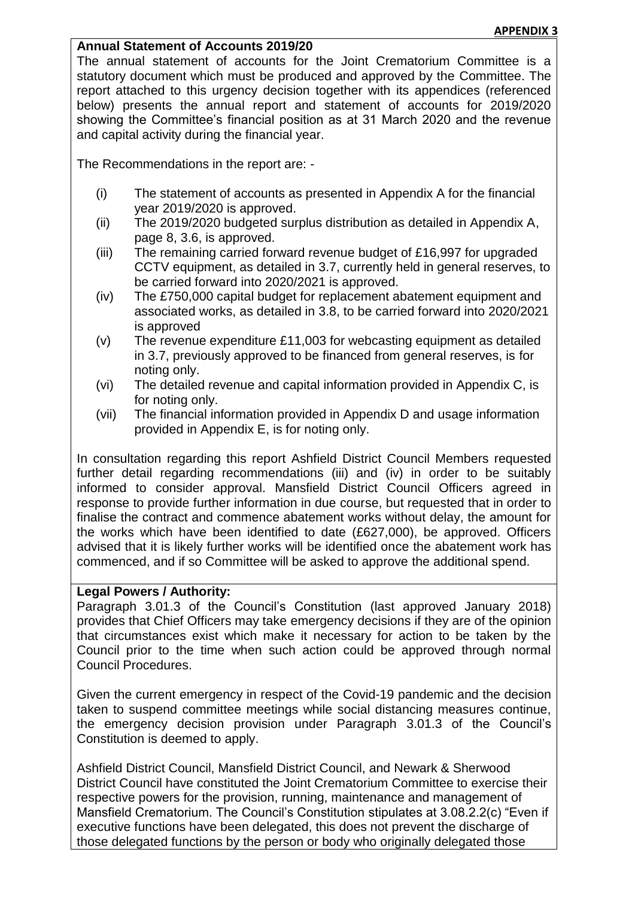**APPENDIX 3**

**Annual Statement of Accounts 2019/20**

The annual statement of accounts for the Joint Crematorium Committee is a statutory document which must be produced and approved by the Committee. The report attached to this urgency decision together with its appendices (referenced below) presents the annual report and statement of accounts for 2019/2020 showing the Committee's financial position as at 31 March 2020 and the revenue and capital activity during the financial year.

The Recommendations in the report are: -

(i) The statement of accounts as presented in Appendix A for the financial year 2019/2020 is approved.

(ii) The 2019/2020 budgeted surplus distribution as detailed in Appendix A, page 8, 3.6, is approved.

(iii) The remaining carried forward revenue budget of £16,997 for upgraded CCTV equipment, as detailed in 3.7, currently held in general reserves, to be carried forward into 2020/2021 is approved.

(iv) The £750,000 capital budget for replacement abatement equipment and associated works, as detailed in 3.8, to be carried forward into 2020/2021 is approved

(v) The revenue expenditure £11,003 for webcasting equipment as detailed in 3.7, previously approved to be financed from general reserves, is for noting only.

(vi) The detailed revenue and capital information provided in Appendix C, is for noting only.

(vii) The financial information provided in Appendix D and usage information provided in Appendix E, is for noting only.

In consultation regarding this report Ashfield District Council Members requested further detail regarding recommendations (iii) and (iv) in order to be suitably informed to consider approval. Mansfield District Council Officers agreed in response to provide further information in due course, but requested that in order to finalise the contract and commence abatement works without delay, the amount for the works which have been identified to date (£627,000), be approved. Officers advised that it is likely further works will be identified once the abatement work has commenced, and if so Committee will be asked to approve the additional spend.

**Legal Powers / Authority:**

Paragraph 3.01.3 of the Council's Constitution (last approved January 2018) provides that Chief Officers may take emergency decisions if they are of the opinion that circumstances exist which make it necessary for action to be taken by the Council prior to the time when such action could be approved through normal Council Procedures.

Given the current emergency in respect of the Covid-19 pandemic and the decision taken to suspend committee meetings while social distancing measures continue, the emergency decision provision under Paragraph 3.01.3 of the Council's Constitution is deemed to apply.

Ashfield District Council, Mansfield District Council, and Newark & Sherwood District Council have constituted the Joint Crematorium Committee to exercise their respective powers for the provision, running, maintenance and management of Mansfield Crematorium. The Council's Constitution stipulates at 3.08.2.2(c) "Even if executive functions have been delegated, this does not prevent the discharge of those delegated functions by the person or body who originally delegated those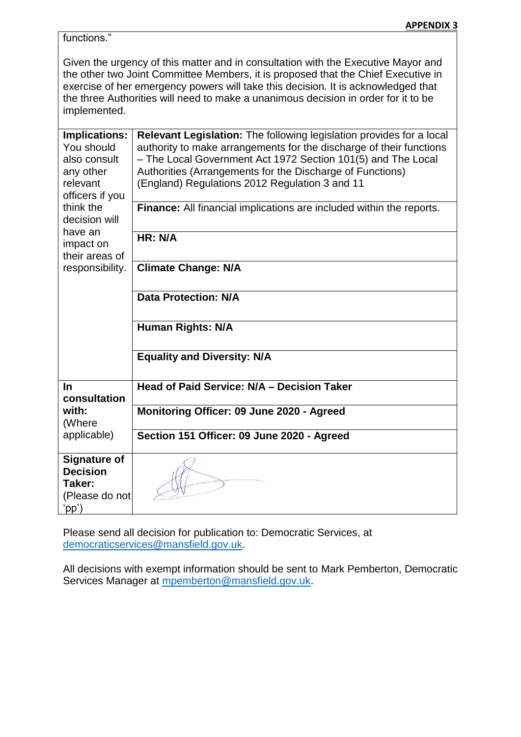**APPENDIX 3**

functions."

Given the urgency of this matter and in consultation with the Executive Mayor and the other two Joint Committee Members, it is proposed that the Chief Executive in exercise of her emergency powers will take this decision. It is acknowledged that the three Authorities will need to make a unanimous decision in order for it to be implemented.

| | |
|---|---|
| **Implications:** You should also consult any other relevant officers if you think the decision will have an impact on their areas of responsibility. | **Relevant Legislation:** The following legislation provides for a local authority to make arrangements for the discharge of their functions – The Local Government Act 1972 Section 101(5) and The Local Authorities (Arrangements for the Discharge of Functions) (England) Regulations 2012 Regulation 3 and 11 |
| | **Finance:** All financial implications are included within the reports. |
| | **HR: N/A** |
| | **Climate Change: N/A** |
| | **Data Protection: N/A** |
| | **Human Rights: N/A** |
| | **Equality and Diversity: N/A** |
| **In consultation with:** (Where applicable) | **Head of Paid Service: N/A – Decision Taker** |
| | **Monitoring Officer: 09 June 2020 - Agreed** |
| | **Section 151 Officer: 09 June 2020 - Agreed** |
| **Signature of Decision Taker:** (Please do not 'pp') | |

Please send all decision for publication to: Democratic Services, at democraticservices@mansfield.gov.uk.

All decisions with exempt information should be sent to Mark Pemberton, Democratic Services Manager at mpemberton@mansfield.gov.uk.